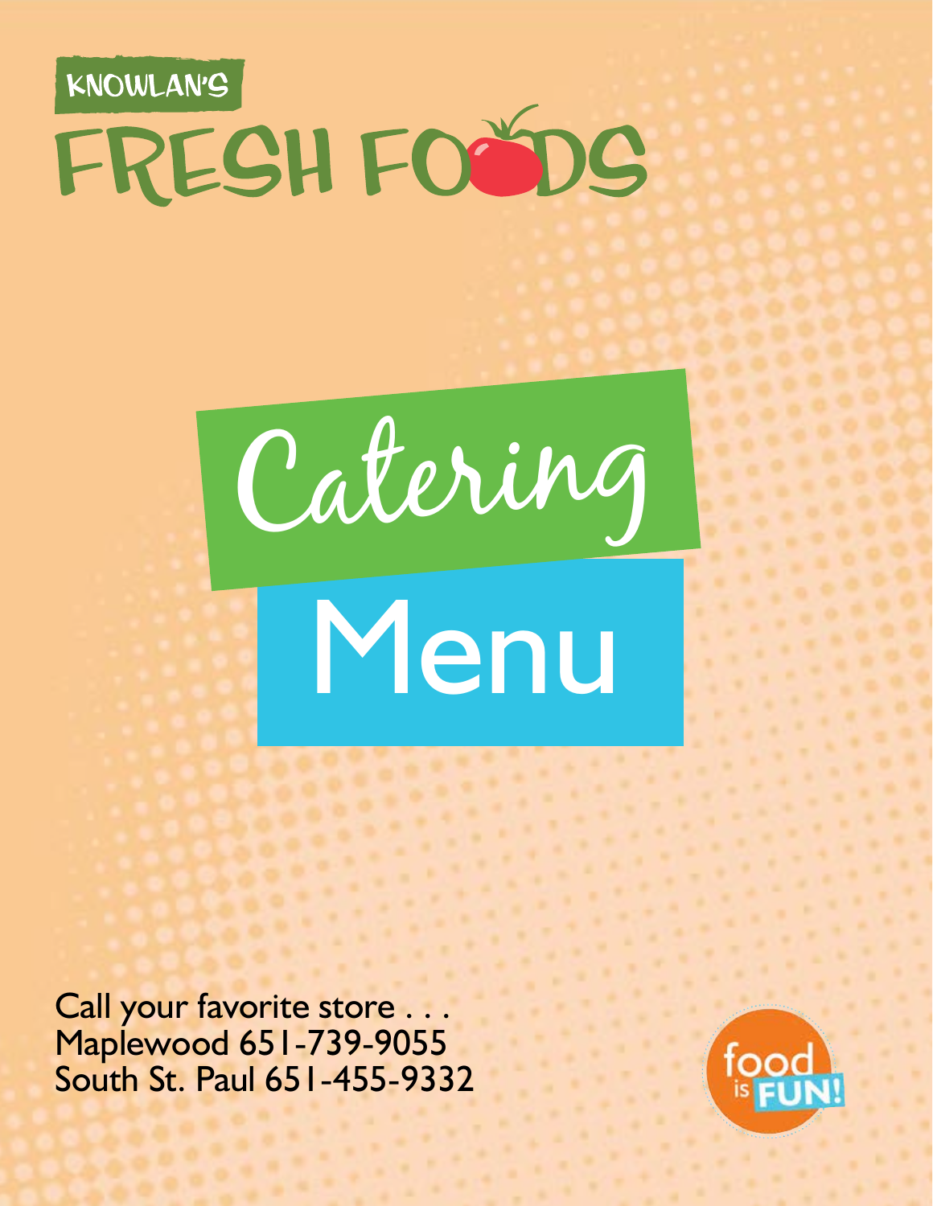KNOWLAN'S

# FRESH FOODS

# Catering Menu

Call your favorite store . . .
Maplewood 651-739-9055
South St. Paul 651-455-9332

food is FUN!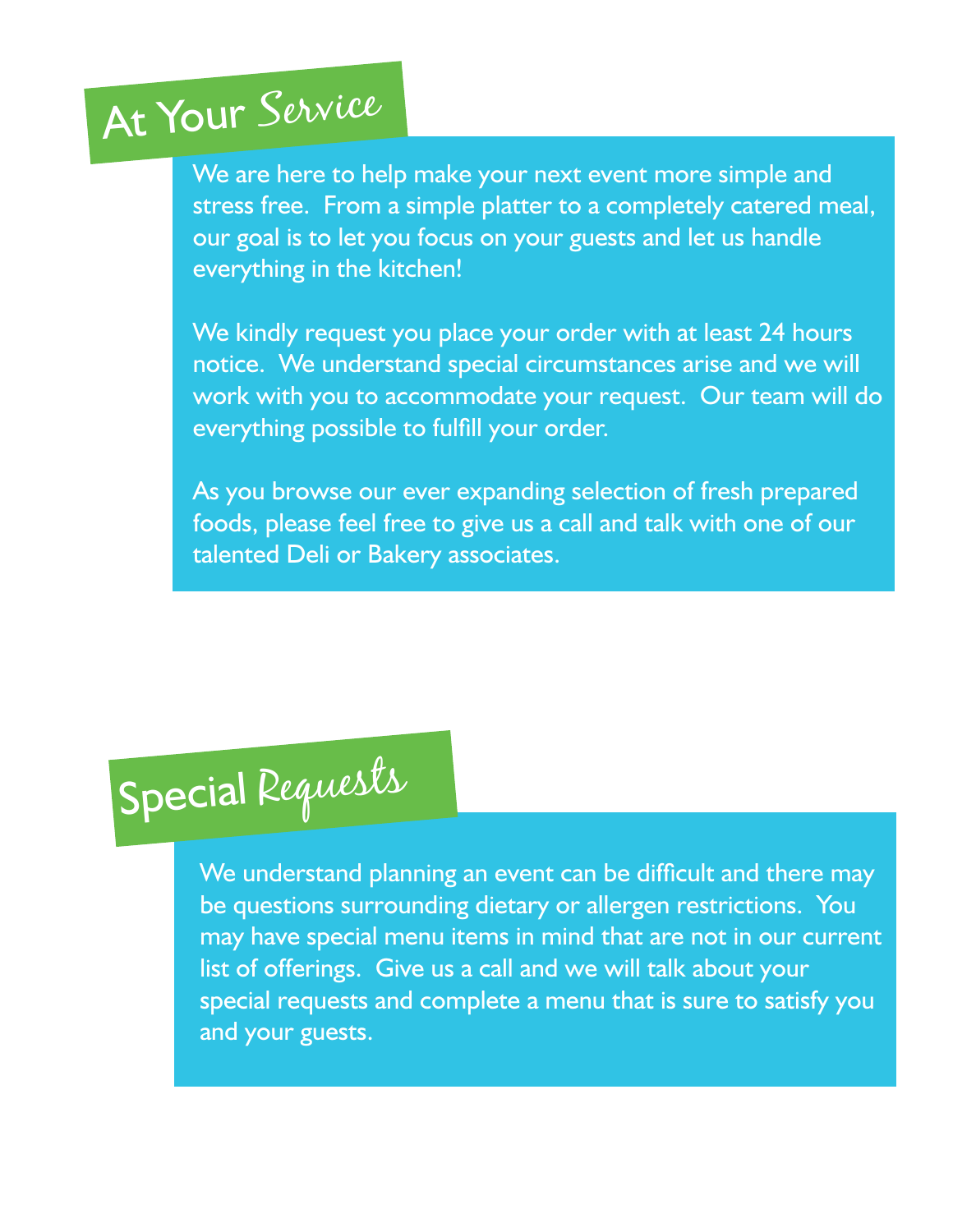## At Your Service

We are here to help make your next event more simple and stress free.  From a simple platter to a completely catered meal, our goal is to let you focus on your guests and let us handle everything in the kitchen!

We kindly request you place your order with at least 24 hours notice.  We understand special circumstances arise and we will work with you to accommodate your request.  Our team will do everything possible to fulfill your order.

As you browse our ever expanding selection of fresh prepared foods, please feel free to give us a call and talk with one of our talented Deli or Bakery associates.

## Special Requests

We understand planning an event can be difficult and there may be questions surrounding dietary or allergen restrictions.  You may have special menu items in mind that are not in our current list of offerings.  Give us a call and we will talk about your special requests and complete a menu that is sure to satisfy you and your guests.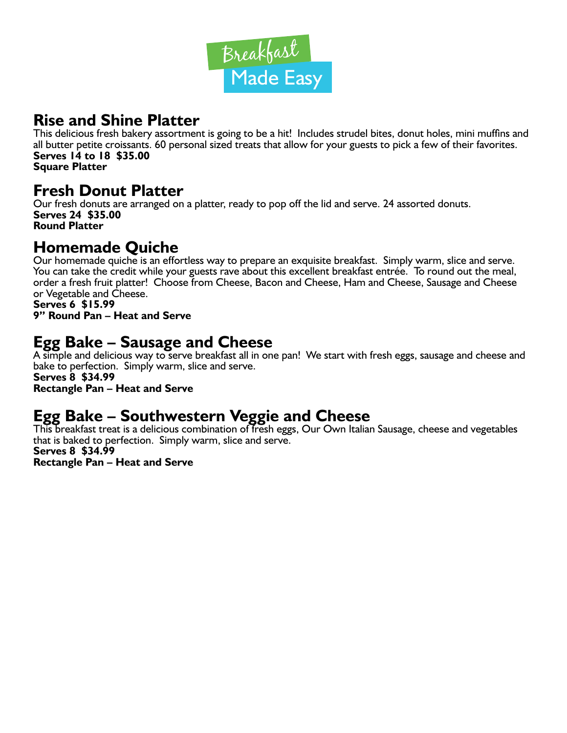# Breakfast Made Easy

## Rise and Shine Platter

This delicious fresh bakery assortment is going to be a hit! Includes strudel bites, donut holes, mini muffins and all butter petite croissants. 60 personal sized treats that allow for your guests to pick a few of their favorites.

**Serves 14 to 18 $35.00**
**Square Platter**

## Fresh Donut Platter

Our fresh donuts are arranged on a platter, ready to pop off the lid and serve. 24 assorted donuts.

**Serves 24 $35.00**
**Round Platter**

## Homemade Quiche

Our homemade quiche is an effortless way to prepare an exquisite breakfast. Simply warm, slice and serve. You can take the credit while your guests rave about this excellent breakfast entrée. To round out the meal, order a fresh fruit platter! Choose from Cheese, Bacon and Cheese, Ham and Cheese, Sausage and Cheese or Vegetable and Cheese.

**Serves 6 $15.99**
**9" Round Pan – Heat and Serve**

## Egg Bake – Sausage and Cheese

A simple and delicious way to serve breakfast all in one pan! We start with fresh eggs, sausage and cheese and bake to perfection. Simply warm, slice and serve.

**Serves 8 $34.99**
**Rectangle Pan – Heat and Serve**

## Egg Bake – Southwestern Veggie and Cheese

This breakfast treat is a delicious combination of fresh eggs, Our Own Italian Sausage, cheese and vegetables that is baked to perfection. Simply warm, slice and serve.

**Serves 8 $34.99**
**Rectangle Pan – Heat and Serve**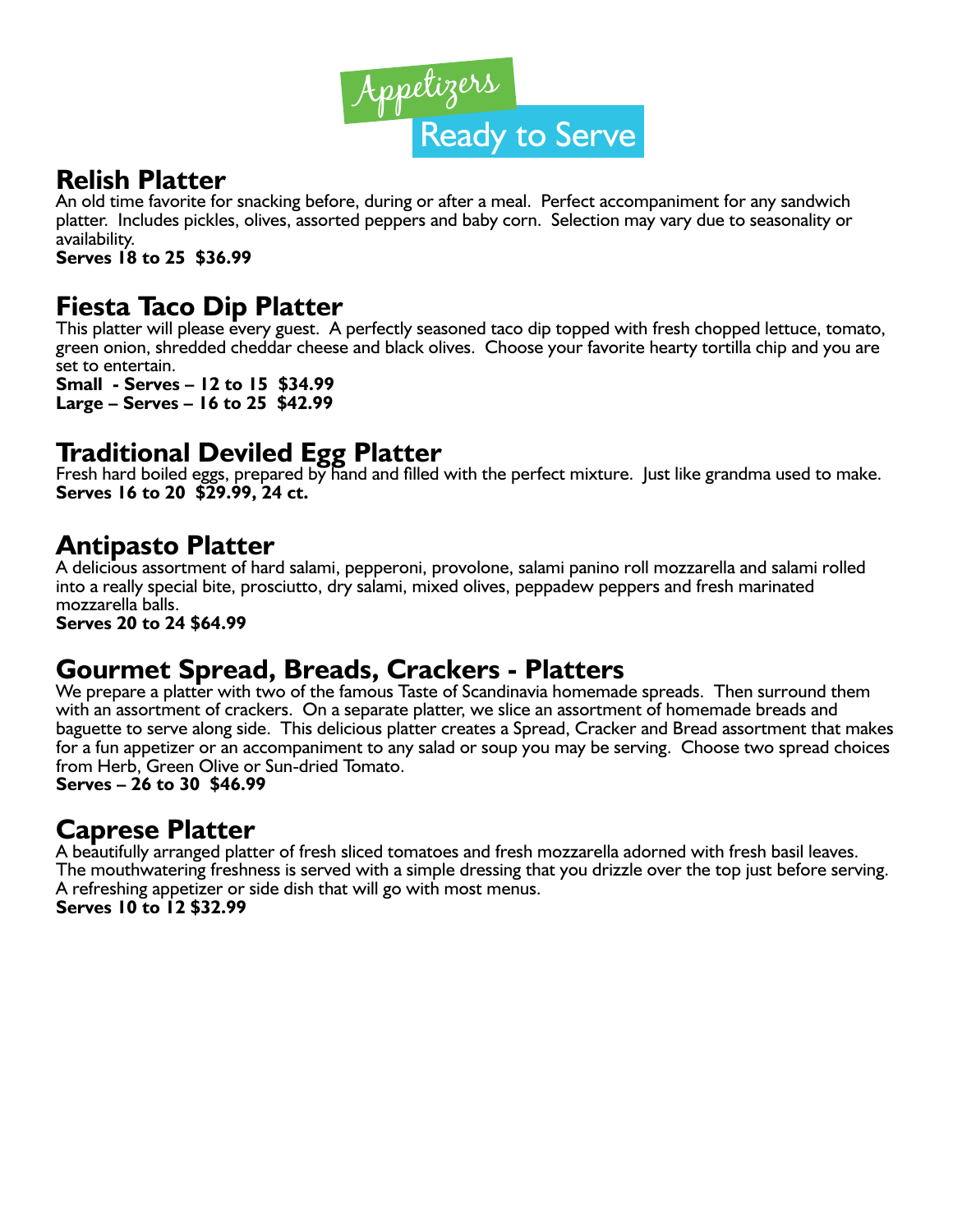# Appetizers Ready to Serve

## Relish Platter

An old time favorite for snacking before, during or after a meal. Perfect accompaniment for any sandwich platter. Includes pickles, olives, assorted peppers and baby corn. Selection may vary due to seasonality or availability.

**Serves 18 to 25 $36.99**

## Fiesta Taco Dip Platter

This platter will please every guest. A perfectly seasoned taco dip topped with fresh chopped lettuce, tomato, green onion, shredded cheddar cheese and black olives. Choose your favorite hearty tortilla chip and you are set to entertain.

**Small - Serves – 12 to 15 $34.99**
**Large – Serves – 16 to 25 $42.99**

## Traditional Deviled Egg Platter

Fresh hard boiled eggs, prepared by hand and filled with the perfect mixture. Just like grandma used to make.
**Serves 16 to 20 $29.99, 24 ct.**

## Antipasto Platter

A delicious assortment of hard salami, pepperoni, provolone, salami panino roll mozzarella and salami rolled into a really special bite, prosciutto, dry salami, mixed olives, peppadew peppers and fresh marinated mozzarella balls.

**Serves 20 to 24 $64.99**

## Gourmet Spread, Breads, Crackers - Platters

We prepare a platter with two of the famous Taste of Scandinavia homemade spreads. Then surround them with an assortment of crackers. On a separate platter, we slice an assortment of homemade breads and baguette to serve along side. This delicious platter creates a Spread, Cracker and Bread assortment that makes for a fun appetizer or an accompaniment to any salad or soup you may be serving. Choose two spread choices from Herb, Green Olive or Sun-dried Tomato.

**Serves – 26 to 30 $46.99**

## Caprese Platter

A beautifully arranged platter of fresh sliced tomatoes and fresh mozzarella adorned with fresh basil leaves. The mouthwatering freshness is served with a simple dressing that you drizzle over the top just before serving. A refreshing appetizer or side dish that will go with most menus.

**Serves 10 to 12 $32.99**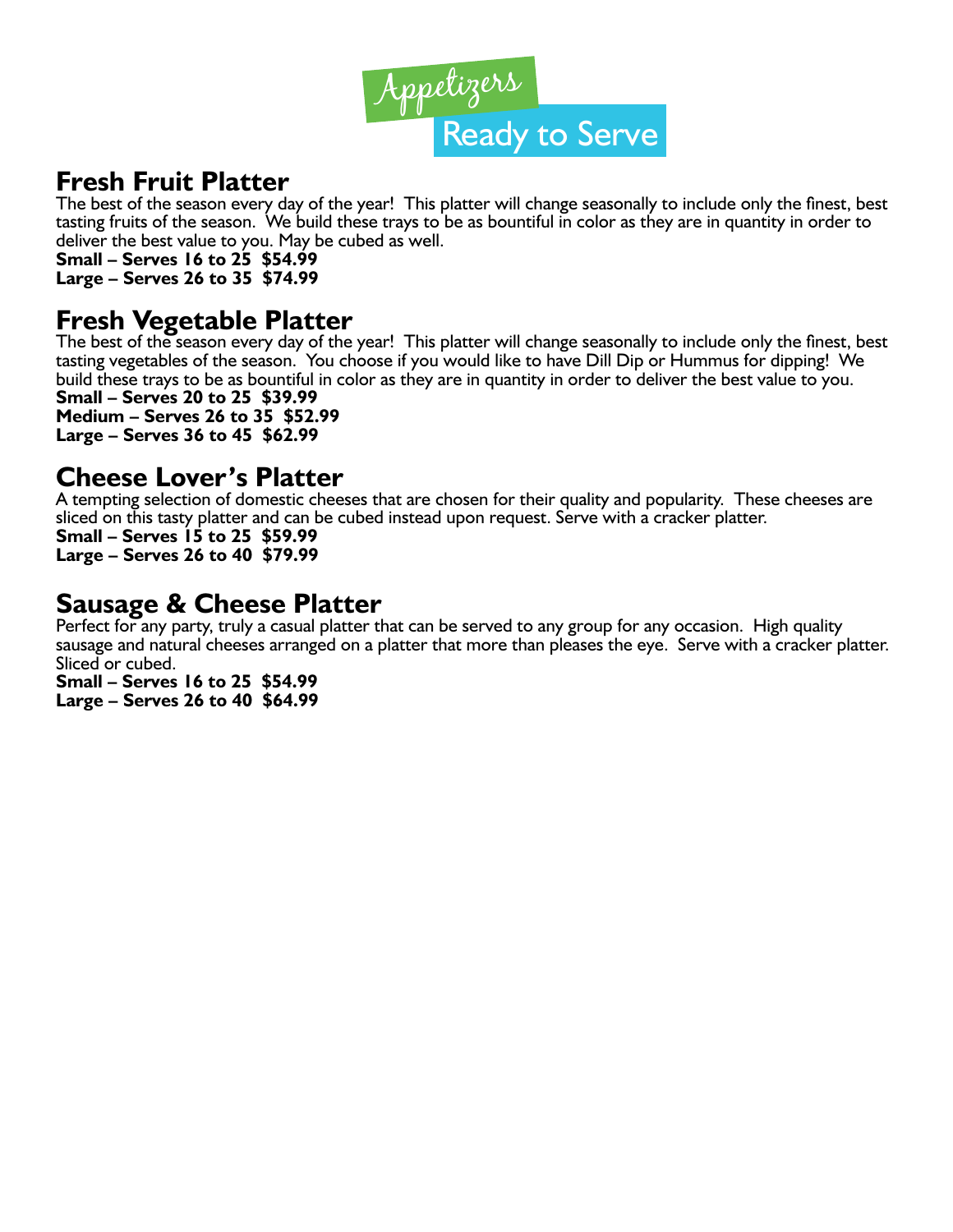# Appetizers
## Ready to Serve

## Fresh Fruit Platter

The best of the season every day of the year! This platter will change seasonally to include only the finest, best tasting fruits of the season. We build these trays to be as bountiful in color as they are in quantity in order to deliver the best value to you. May be cubed as well.

**Small – Serves 16 to 25 $54.99**
**Large – Serves 26 to 35 $74.99**

## Fresh Vegetable Platter

The best of the season every day of the year! This platter will change seasonally to include only the finest, best tasting vegetables of the season. You choose if you would like to have Dill Dip or Hummus for dipping! We build these trays to be as bountiful in color as they are in quantity in order to deliver the best value to you.

**Small – Serves 20 to 25 $39.99**
**Medium – Serves 26 to 35 $52.99**
**Large – Serves 36 to 45 $62.99**

## Cheese Lover's Platter

A tempting selection of domestic cheeses that are chosen for their quality and popularity. These cheeses are sliced on this tasty platter and can be cubed instead upon request. Serve with a cracker platter.

**Small – Serves 15 to 25 $59.99**
**Large – Serves 26 to 40 $79.99**

## Sausage & Cheese Platter

Perfect for any party, truly a casual platter that can be served to any group for any occasion. High quality sausage and natural cheeses arranged on a platter that more than pleases the eye. Serve with a cracker platter. Sliced or cubed.

**Small – Serves 16 to 25 $54.99**
**Large – Serves 26 to 40 $64.99**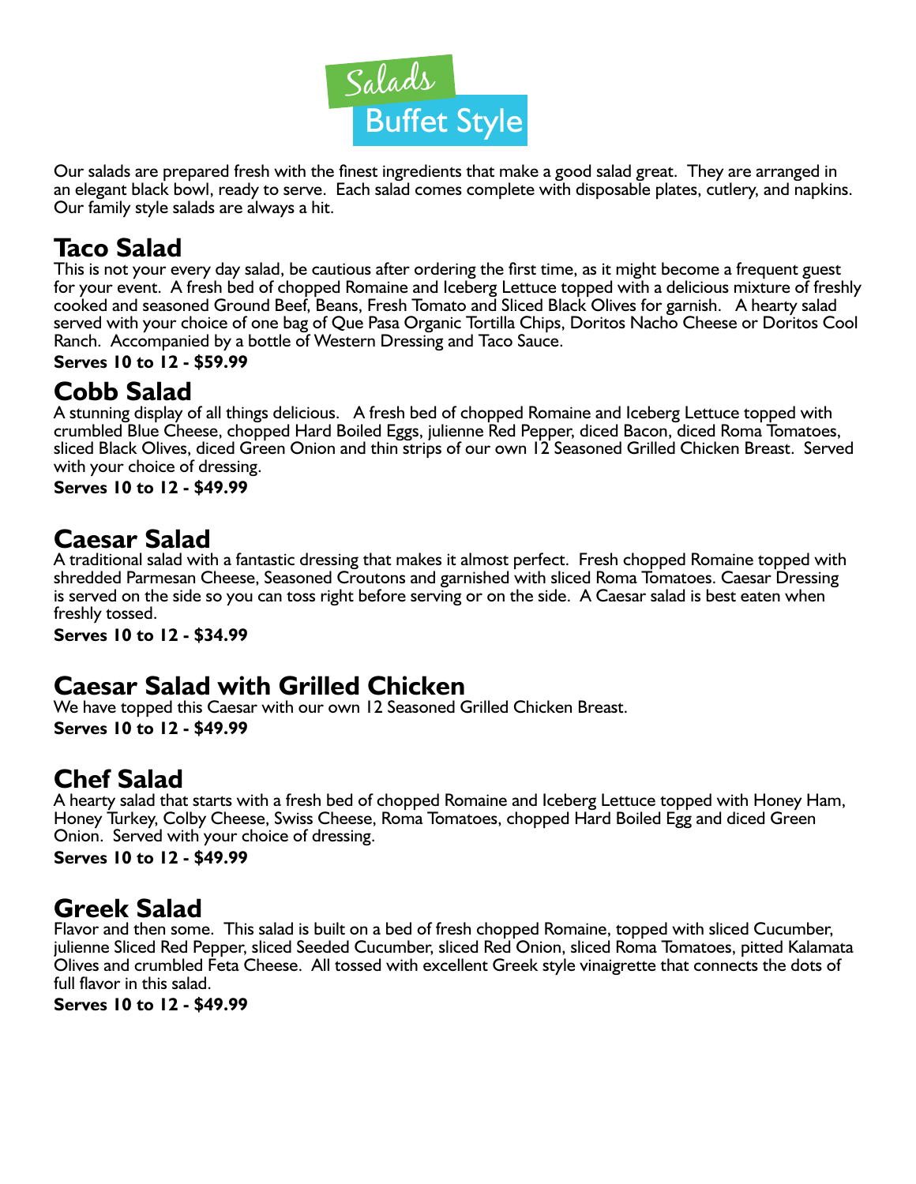# Salads
## Buffet Style

Our salads are prepared fresh with the finest ingredients that make a good salad great. They are arranged in an elegant black bowl, ready to serve. Each salad comes complete with disposable plates, cutlery, and napkins. Our family style salads are always a hit.

## Taco Salad

This is not your every day salad, be cautious after ordering the first time, as it might become a frequent guest for your event. A fresh bed of chopped Romaine and Iceberg Lettuce topped with a delicious mixture of freshly cooked and seasoned Ground Beef, Beans, Fresh Tomato and Sliced Black Olives for garnish. A hearty salad served with your choice of one bag of Que Pasa Organic Tortilla Chips, Doritos Nacho Cheese or Doritos Cool Ranch. Accompanied by a bottle of Western Dressing and Taco Sauce.

**Serves 10 to 12 - $59.99**

## Cobb Salad

A stunning display of all things delicious. A fresh bed of chopped Romaine and Iceberg Lettuce topped with crumbled Blue Cheese, chopped Hard Boiled Eggs, julienne Red Pepper, diced Bacon, diced Roma Tomatoes, sliced Black Olives, diced Green Onion and thin strips of our own 12 Seasoned Grilled Chicken Breast. Served with your choice of dressing.

**Serves 10 to 12 - $49.99**

## Caesar Salad

A traditional salad with a fantastic dressing that makes it almost perfect. Fresh chopped Romaine topped with shredded Parmesan Cheese, Seasoned Croutons and garnished with sliced Roma Tomatoes. Caesar Dressing is served on the side so you can toss right before serving or on the side. A Caesar salad is best eaten when freshly tossed.

**Serves 10 to 12 - $34.99**

## Caesar Salad with Grilled Chicken

We have topped this Caesar with our own 12 Seasoned Grilled Chicken Breast.

**Serves 10 to 12 - $49.99**

## Chef Salad

A hearty salad that starts with a fresh bed of chopped Romaine and Iceberg Lettuce topped with Honey Ham, Honey Turkey, Colby Cheese, Swiss Cheese, Roma Tomatoes, chopped Hard Boiled Egg and diced Green Onion. Served with your choice of dressing.

**Serves 10 to 12 - $49.99**

## Greek Salad

Flavor and then some. This salad is built on a bed of fresh chopped Romaine, topped with sliced Cucumber, julienne Sliced Red Pepper, sliced Seeded Cucumber, sliced Red Onion, sliced Roma Tomatoes, pitted Kalamata Olives and crumbled Feta Cheese. All tossed with excellent Greek style vinaigrette that connects the dots of full flavor in this salad.

**Serves 10 to 12 - $49.99**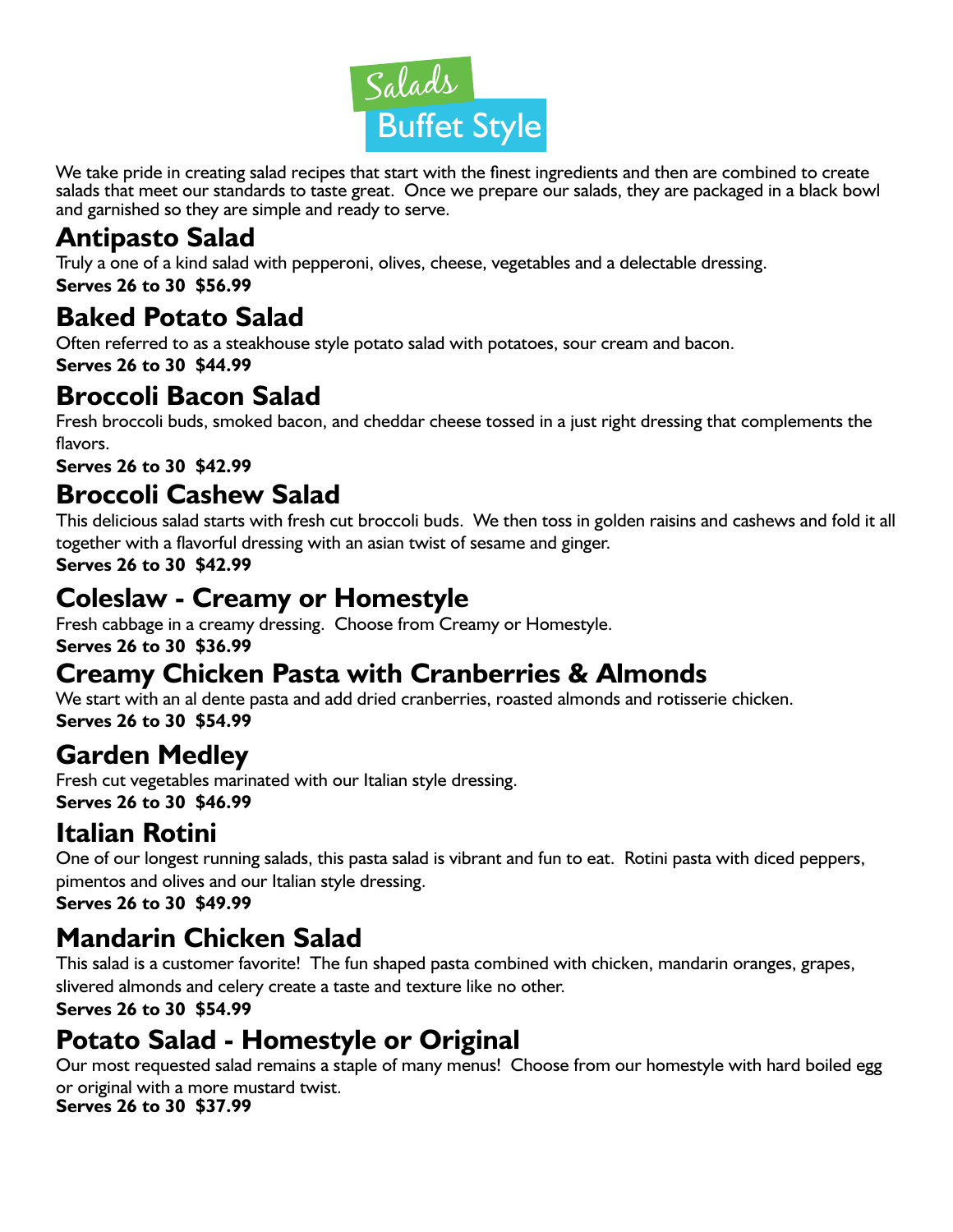# Salads Buffet Style

We take pride in creating salad recipes that start with the finest ingredients and then are combined to create salads that meet our standards to taste great. Once we prepare our salads, they are packaged in a black bowl and garnished so they are simple and ready to serve.

## Antipasto Salad

Truly a one of a kind salad with pepperoni, olives, cheese, vegetables and a delectable dressing.

**Serves 26 to 30 $56.99**

## Baked Potato Salad

Often referred to as a steakhouse style potato salad with potatoes, sour cream and bacon.

**Serves 26 to 30 $44.99**

## Broccoli Bacon Salad

Fresh broccoli buds, smoked bacon, and cheddar cheese tossed in a just right dressing that complements the flavors.

**Serves 26 to 30 $42.99**

## Broccoli Cashew Salad

This delicious salad starts with fresh cut broccoli buds. We then toss in golden raisins and cashews and fold it all together with a flavorful dressing with an asian twist of sesame and ginger.

**Serves 26 to 30 $42.99**

## Coleslaw - Creamy or Homestyle

Fresh cabbage in a creamy dressing. Choose from Creamy or Homestyle.

**Serves 26 to 30 $36.99**

## Creamy Chicken Pasta with Cranberries & Almonds

We start with an al dente pasta and add dried cranberries, roasted almonds and rotisserie chicken.

**Serves 26 to 30 $54.99**

## Garden Medley

Fresh cut vegetables marinated with our Italian style dressing.

**Serves 26 to 30 $46.99**

## Italian Rotini

One of our longest running salads, this pasta salad is vibrant and fun to eat. Rotini pasta with diced peppers, pimentos and olives and our Italian style dressing.

**Serves 26 to 30 $49.99**

## Mandarin Chicken Salad

This salad is a customer favorite! The fun shaped pasta combined with chicken, mandarin oranges, grapes, slivered almonds and celery create a taste and texture like no other.

**Serves 26 to 30 $54.99**

## Potato Salad - Homestyle or Original

Our most requested salad remains a staple of many menus! Choose from our homestyle with hard boiled egg or original with a more mustard twist.

**Serves 26 to 30 $37.99**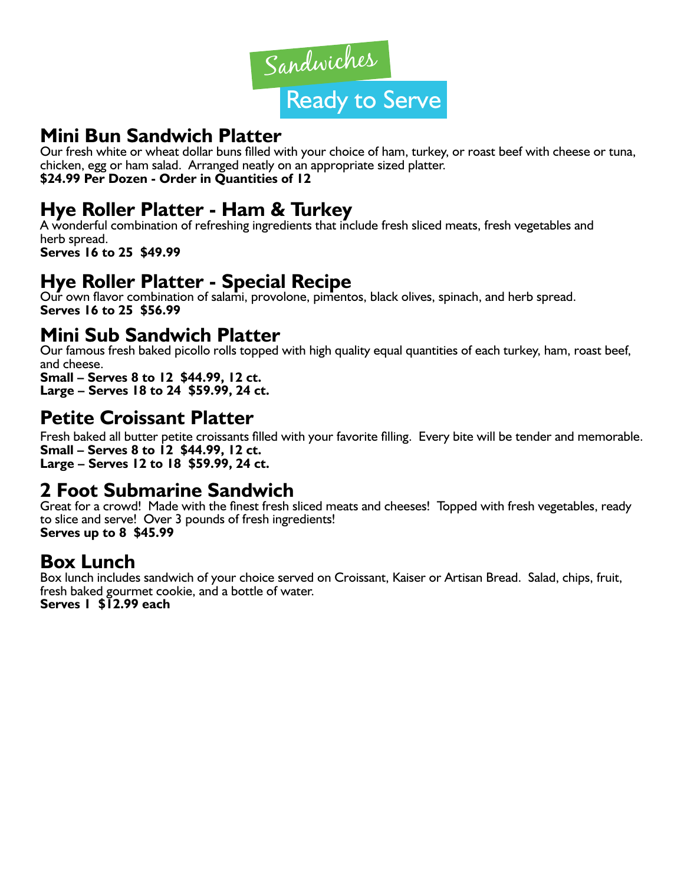# Sandwiches

## Ready to Serve

## Mini Bun Sandwich Platter

Our fresh white or wheat dollar buns filled with your choice of ham, turkey, or roast beef with cheese or tuna, chicken, egg or ham salad. Arranged neatly on an appropriate sized platter.
**$24.99 Per Dozen - Order in Quantities of 12**

## Hye Roller Platter - Ham & Turkey

A wonderful combination of refreshing ingredients that include fresh sliced meats, fresh vegetables and herb spread.
**Serves 16 to 25 $49.99**

## Hye Roller Platter - Special Recipe

Our own flavor combination of salami, provolone, pimentos, black olives, spinach, and herb spread.
**Serves 16 to 25 $56.99**

## Mini Sub Sandwich Platter

Our famous fresh baked picollo rolls topped with high quality equal quantities of each turkey, ham, roast beef, and cheese.
**Small – Serves 8 to 12 $44.99, 12 ct.**
**Large – Serves 18 to 24 $59.99, 24 ct.**

## Petite Croissant Platter

Fresh baked all butter petite croissants filled with your favorite filling. Every bite will be tender and memorable.
**Small – Serves 8 to 12 $44.99, 12 ct.**
**Large – Serves 12 to 18 $59.99, 24 ct.**

## 2 Foot Submarine Sandwich

Great for a crowd! Made with the finest fresh sliced meats and cheeses! Topped with fresh vegetables, ready to slice and serve! Over 3 pounds of fresh ingredients!
**Serves up to 8 $45.99**

## Box Lunch

Box lunch includes sandwich of your choice served on Croissant, Kaiser or Artisan Bread. Salad, chips, fruit, fresh baked gourmet cookie, and a bottle of water.
**Serves 1 $12.99 each**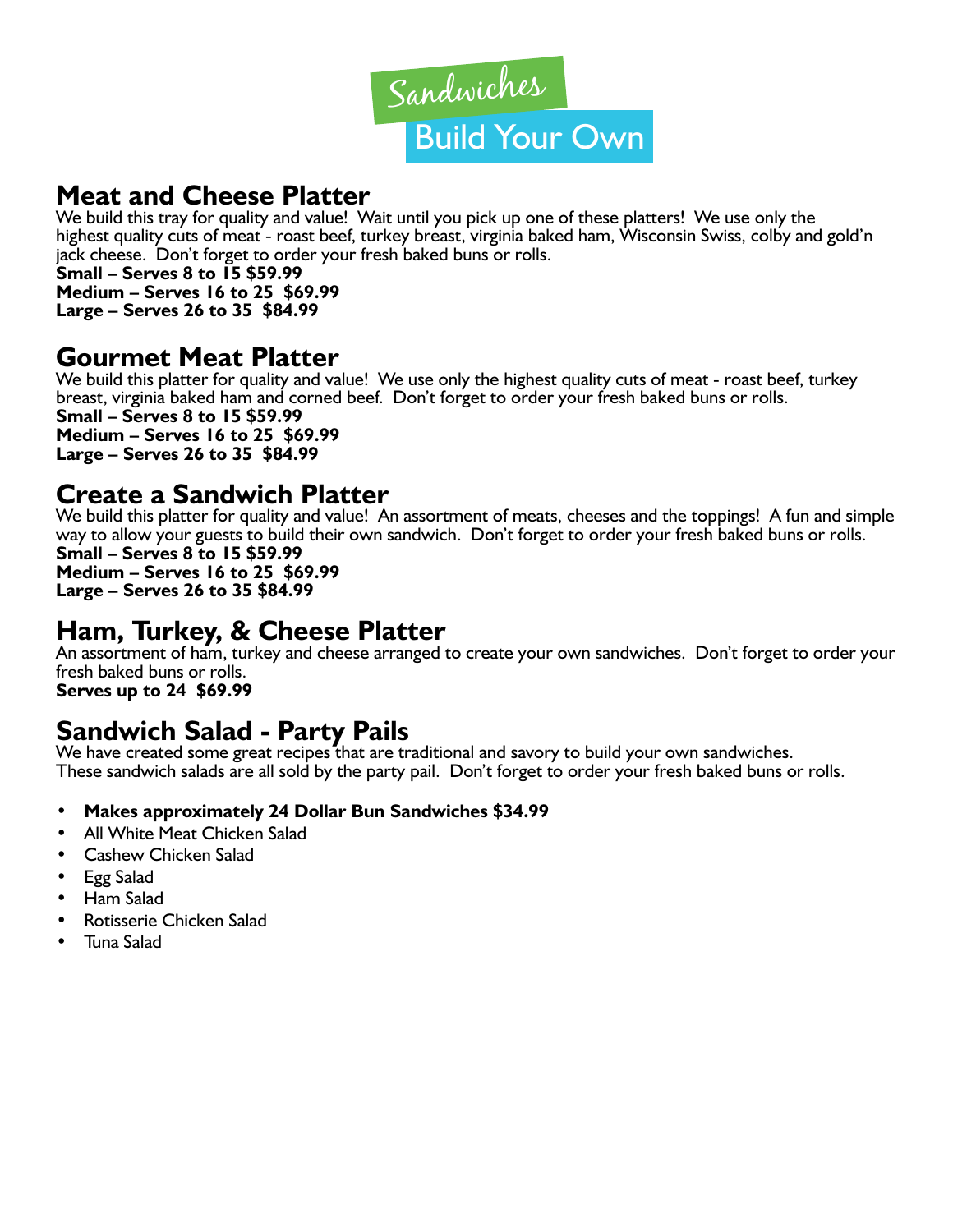# Sandwiches
# Build Your Own

## Meat and Cheese Platter

We build this tray for quality and value! Wait until you pick up one of these platters! We use only the highest quality cuts of meat - roast beef, turkey breast, virginia baked ham, Wisconsin Swiss, colby and gold'n jack cheese. Don't forget to order your fresh baked buns or rolls.

**Small – Serves 8 to 15 $59.99**
**Medium – Serves 16 to 25 $69.99**
**Large – Serves 26 to 35 $84.99**

## Gourmet Meat Platter

We build this platter for quality and value! We use only the highest quality cuts of meat - roast beef, turkey breast, virginia baked ham and corned beef. Don't forget to order your fresh baked buns or rolls.

**Small – Serves 8 to 15 $59.99**
**Medium – Serves 16 to 25 $69.99**
**Large – Serves 26 to 35 $84.99**

## Create a Sandwich Platter

We build this platter for quality and value! An assortment of meats, cheeses and the toppings! A fun and simple way to allow your guests to build their own sandwich. Don't forget to order your fresh baked buns or rolls.

**Small – Serves 8 to 15 $59.99**
**Medium – Serves 16 to 25 $69.99**
**Large – Serves 26 to 35 $84.99**

## Ham, Turkey, & Cheese Platter

An assortment of ham, turkey and cheese arranged to create your own sandwiches. Don't forget to order your fresh baked buns or rolls.

**Serves up to 24 $69.99**

## Sandwich Salad - Party Pails

We have created some great recipes that are traditional and savory to build your own sandwiches. These sandwich salads are all sold by the party pail. Don't forget to order your fresh baked buns or rolls.

- **Makes approximately 24 Dollar Bun Sandwiches $34.99**
- All White Meat Chicken Salad
- Cashew Chicken Salad
- Egg Salad
- Ham Salad
- Rotisserie Chicken Salad
- Tuna Salad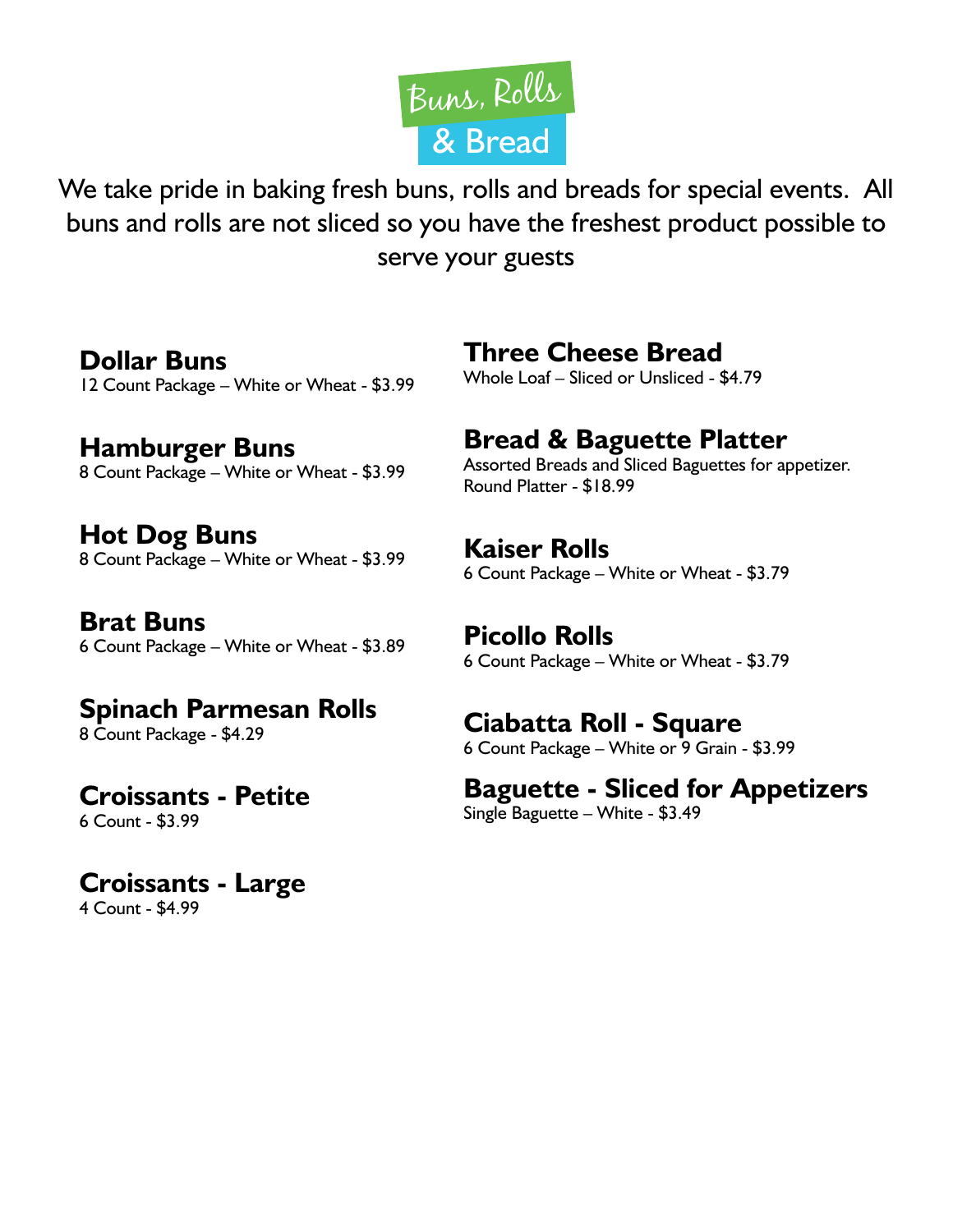# Buns, Rolls & Bread

We take pride in baking fresh buns, rolls and breads for special events. All buns and rolls are not sliced so you have the freshest product possible to serve your guests

## Dollar Buns
12 Count Package – White or Wheat - $3.99

## Hamburger Buns
8 Count Package – White or Wheat - $3.99

## Hot Dog Buns
8 Count Package – White or Wheat - $3.99

## Brat Buns
6 Count Package – White or Wheat - $3.89

## Spinach Parmesan Rolls
8 Count Package - $4.29

## Croissants - Petite
6 Count - $3.99

## Croissants - Large
4 Count - $4.99

## Three Cheese Bread
Whole Loaf – Sliced or Unsliced - $4.79

## Bread & Baguette Platter
Assorted Breads and Sliced Baguettes for appetizer.
Round Platter - $18.99

## Kaiser Rolls
6 Count Package – White or Wheat - $3.79

## Picollo Rolls
6 Count Package – White or Wheat - $3.79

## Ciabatta Roll - Square
6 Count Package – White or 9 Grain - $3.99

## Baguette - Sliced for Appetizers
Single Baguette – White - $3.49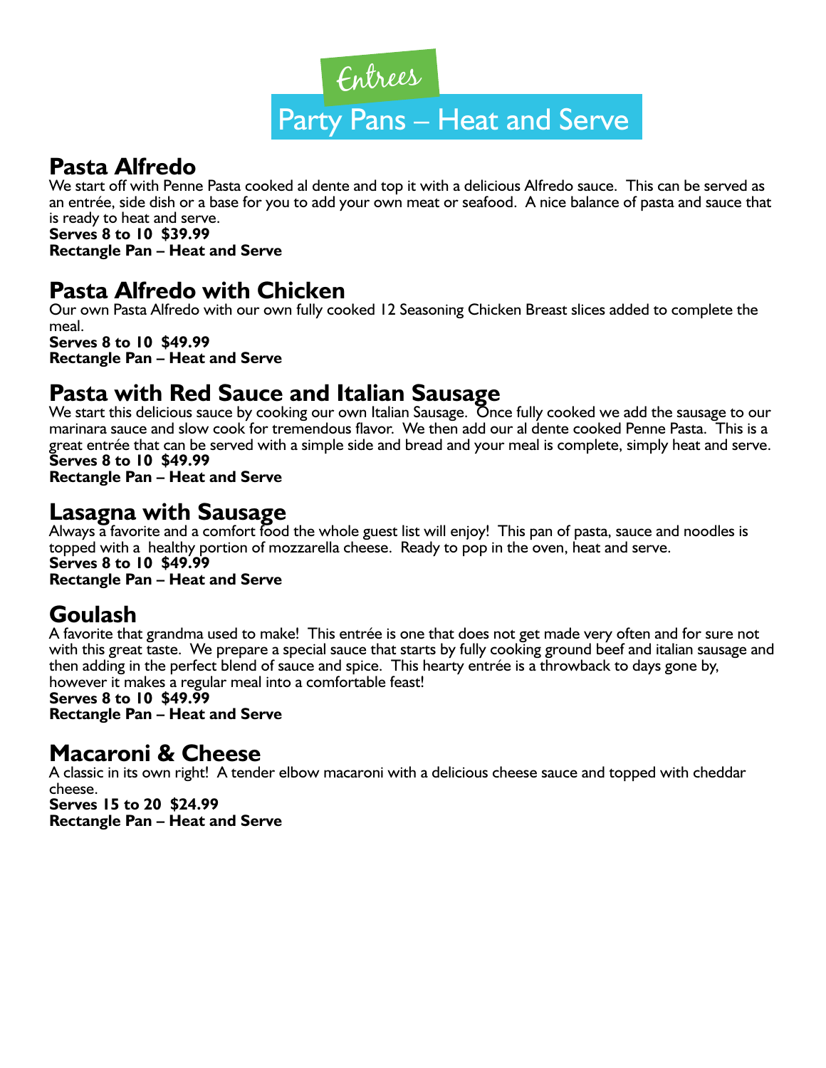Entrees

# Party Pans – Heat and Serve

## Pasta Alfredo

We start off with Penne Pasta cooked al dente and top it with a delicious Alfredo sauce.  This can be served as an entrée, side dish or a base for you to add your own meat or seafood.  A nice balance of pasta and sauce that is ready to heat and serve.

**Serves 8 to 10  $39.99**
**Rectangle Pan – Heat and Serve**

## Pasta Alfredo with Chicken

Our own Pasta Alfredo with our own fully cooked 12 Seasoning Chicken Breast slices added to complete the meal.

**Serves 8 to 10  $49.99**
**Rectangle Pan – Heat and Serve**

## Pasta with Red Sauce and Italian Sausage

We start this delicious sauce by cooking our own Italian Sausage.  Once fully cooked we add the sausage to our marinara sauce and slow cook for tremendous flavor.  We then add our al dente cooked Penne Pasta.  This is a great entrée that can be served with a simple side and bread and your meal is complete, simply heat and serve.

**Serves 8 to 10  $49.99**
**Rectangle Pan – Heat and Serve**

## Lasagna with Sausage

Always a favorite and a comfort food the whole guest list will enjoy!  This pan of pasta, sauce and noodles is topped with a  healthy portion of mozzarella cheese.  Ready to pop in the oven, heat and serve.

**Serves 8 to 10  $49.99**
**Rectangle Pan – Heat and Serve**

## Goulash

A favorite that grandma used to make!  This entrée is one that does not get made very often and for sure not with this great taste.  We prepare a special sauce that starts by fully cooking ground beef and italian sausage and then adding in the perfect blend of sauce and spice.  This hearty entrée is a throwback to days gone by, however it makes a regular meal into a comfortable feast!

**Serves 8 to 10  $49.99**
**Rectangle Pan – Heat and Serve**

## Macaroni & Cheese

A classic in its own right!  A tender elbow macaroni with a delicious cheese sauce and topped with cheddar cheese.

**Serves 15 to 20  $24.99**
**Rectangle Pan – Heat and Serve**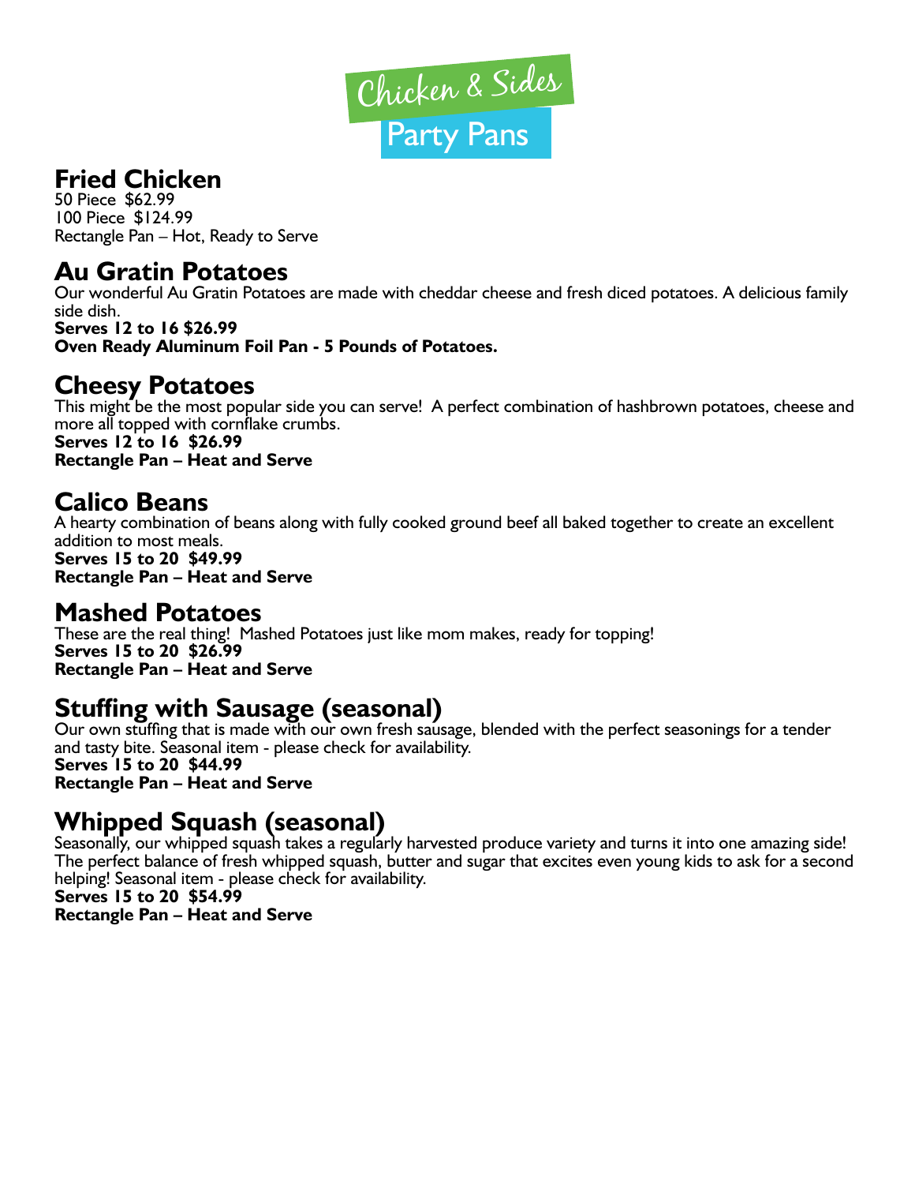# Chicken & Sides Party Pans

## Fried Chicken

50 Piece $62.99
100 Piece $124.99
Rectangle Pan – Hot, Ready to Serve

## Au Gratin Potatoes

Our wonderful Au Gratin Potatoes are made with cheddar cheese and fresh diced potatoes. A delicious family side dish.
**Serves 12 to 16 $26.99**
**Oven Ready Aluminum Foil Pan - 5 Pounds of Potatoes.**

## Cheesy Potatoes

This might be the most popular side you can serve! A perfect combination of hashbrown potatoes, cheese and more all topped with cornflake crumbs.
**Serves 12 to 16 $26.99**
**Rectangle Pan – Heat and Serve**

## Calico Beans

A hearty combination of beans along with fully cooked ground beef all baked together to create an excellent addition to most meals.
**Serves 15 to 20 $49.99**
**Rectangle Pan – Heat and Serve**

## Mashed Potatoes

These are the real thing! Mashed Potatoes just like mom makes, ready for topping!
**Serves 15 to 20 $26.99**
**Rectangle Pan – Heat and Serve**

## Stuffing with Sausage (seasonal)

Our own stuffing that is made with our own fresh sausage, blended with the perfect seasonings for a tender and tasty bite. Seasonal item - please check for availability.
**Serves 15 to 20 $44.99**
**Rectangle Pan – Heat and Serve**

## Whipped Squash (seasonal)

Seasonally, our whipped squash takes a regularly harvested produce variety and turns it into one amazing side! The perfect balance of fresh whipped squash, butter and sugar that excites even young kids to ask for a second helping! Seasonal item - please check for availability.
**Serves 15 to 20 $54.99**
**Rectangle Pan – Heat and Serve**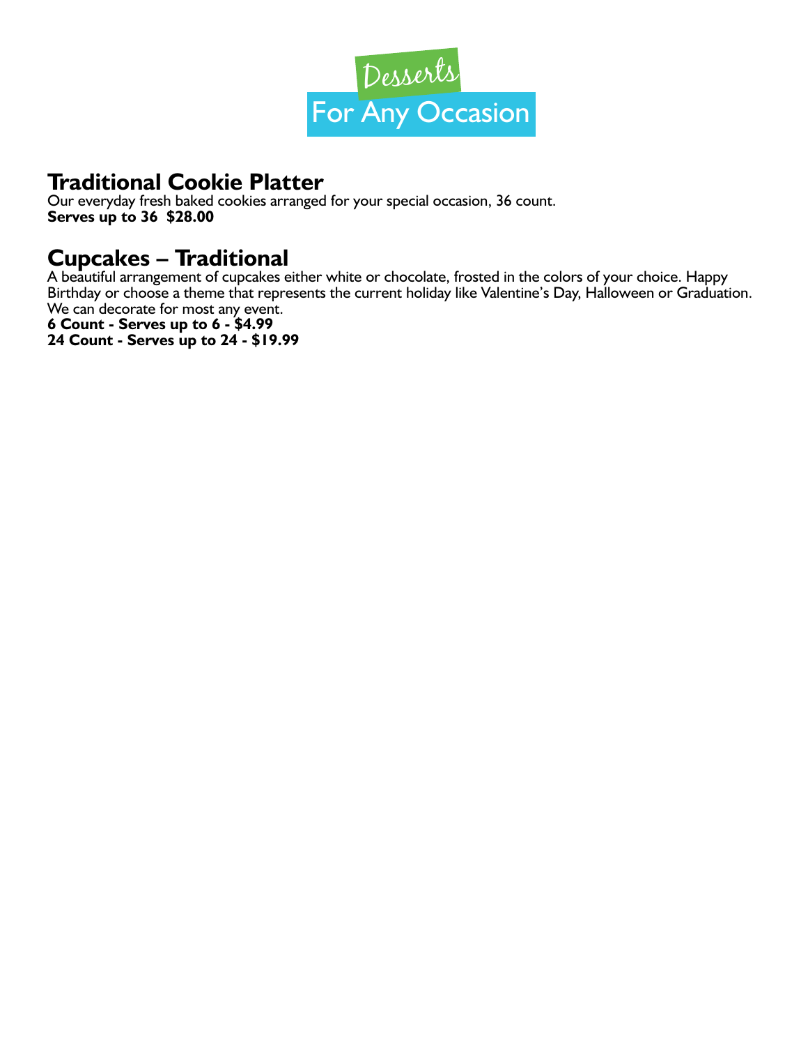# Desserts For Any Occasion

## Traditional Cookie Platter

Our everyday fresh baked cookies arranged for your special occasion, 36 count.
**Serves up to 36  $28.00**

## Cupcakes – Traditional

A beautiful arrangement of cupcakes either white or chocolate, frosted in the colors of your choice. Happy Birthday or choose a theme that represents the current holiday like Valentine's Day, Halloween or Graduation. We can decorate for most any event.
**6 Count - Serves up to 6 - $4.99**
**24 Count - Serves up to 24 - $19.99**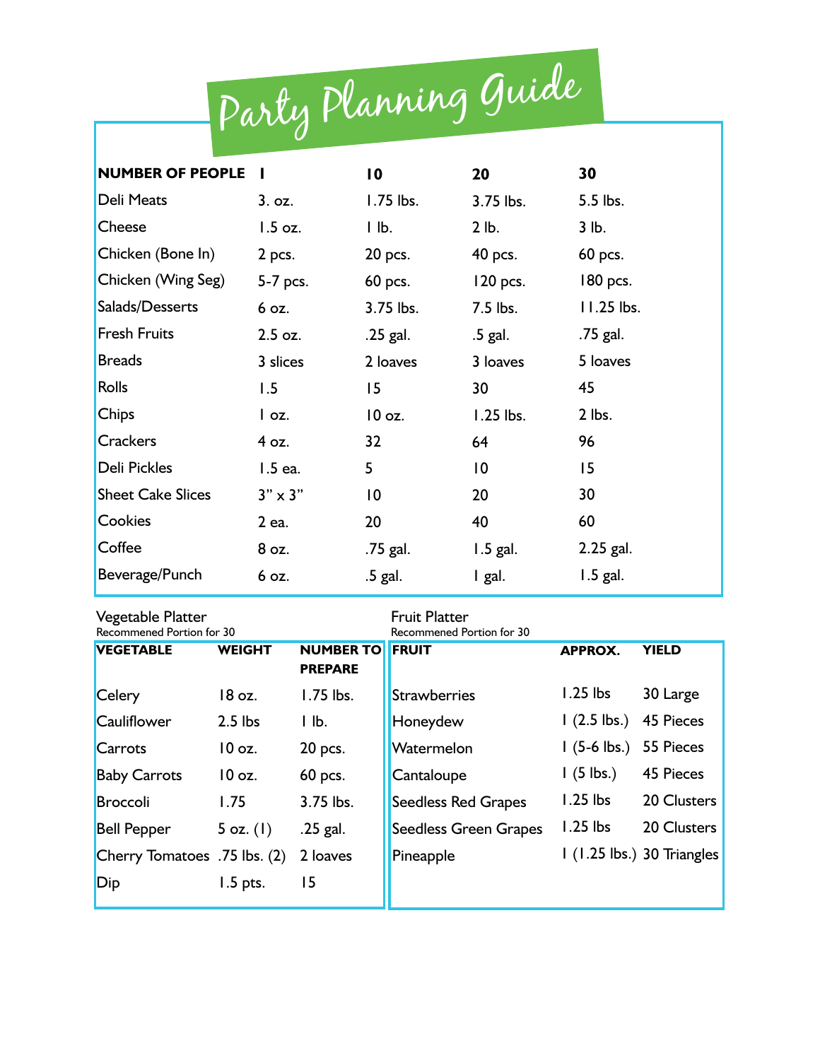# Party Planning Guide

| NUMBER OF PEOPLE | 1 | 10 | 20 | 30 |
|---|---|---|---|---|
| Deli Meats | 3. oz. | 1.75 lbs. | 3.75 lbs. | 5.5 lbs. |
| Cheese | 1.5 oz. | 1 lb. | 2 lb. | 3 lb. |
| Chicken (Bone In) | 2 pcs. | 20 pcs. | 40 pcs. | 60 pcs. |
| Chicken (Wing Seg) | 5-7 pcs. | 60 pcs. | 120 pcs. | 180 pcs. |
| Salads/Desserts | 6 oz. | 3.75 lbs. | 7.5 lbs. | 11.25 lbs. |
| Fresh Fruits | 2.5 oz. | .25 gal. | .5 gal. | .75 gal. |
| Breads | 3 slices | 2 loaves | 3 loaves | 5 loaves |
| Rolls | 1.5 | 15 | 30 | 45 |
| Chips | 1 oz. | 10 oz. | 1.25 lbs. | 2 lbs. |
| Crackers | 4 oz. | 32 | 64 | 96 |
| Deli Pickles | 1.5 ea. | 5 | 10 | 15 |
| Sheet Cake Slices | 3" x 3" | 10 | 20 | 30 |
| Cookies | 2 ea. | 20 | 40 | 60 |
| Coffee | 8 oz. | .75 gal. | 1.5 gal. | 2.25 gal. |
| Beverage/Punch | 6 oz. | .5 gal. | 1 gal. | 1.5 gal. |

Vegetable Platter
Recommened Portion for 30

| VEGETABLE | WEIGHT | NUMBER TO PREPARE |
|---|---|---|
| Celery | 18 oz. | 1.75 lbs. |
| Cauliflower | 2.5 lbs | 1 lb. |
| Carrots | 10 oz. | 20 pcs. |
| Baby Carrots | 10 oz. | 60 pcs. |
| Broccoli | 1.75 | 3.75 lbs. |
| Bell Pepper | 5 oz. (1) | .25 gal. |
| Cherry Tomatoes | .75 lbs. (2) | 2 loaves |
| Dip | 1.5 pts. | 15 |

Fruit Platter
Recommened Portion for 30

| FRUIT | APPROX. | YIELD |
|---|---|---|
| Strawberries | 1.25 lbs | 30 Large |
| Honeydew | 1 (2.5 lbs.) | 45 Pieces |
| Watermelon | 1 (5-6 lbs.) | 55 Pieces |
| Cantaloupe | 1 (5 lbs.) | 45 Pieces |
| Seedless Red Grapes | 1.25 lbs | 20 Clusters |
| Seedless Green Grapes | 1.25 lbs | 20 Clusters |
| Pineapple | 1 (1.25 lbs.) | 30 Triangles |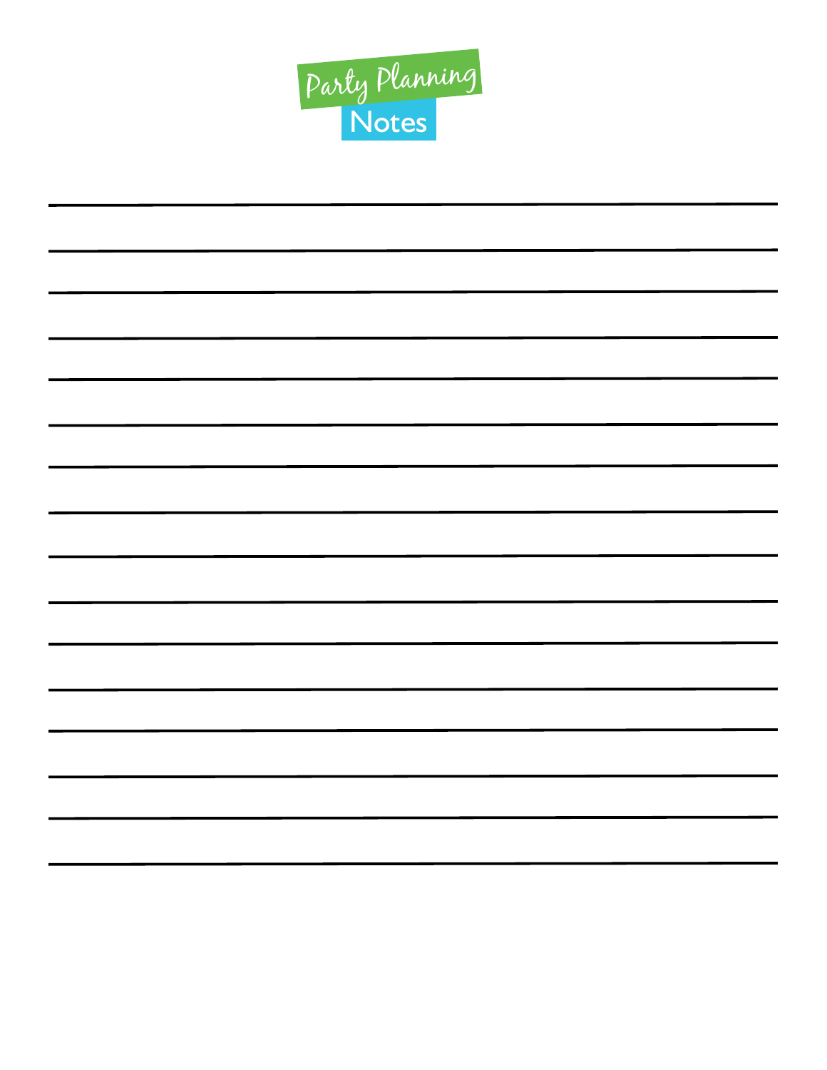# Party Planning Notes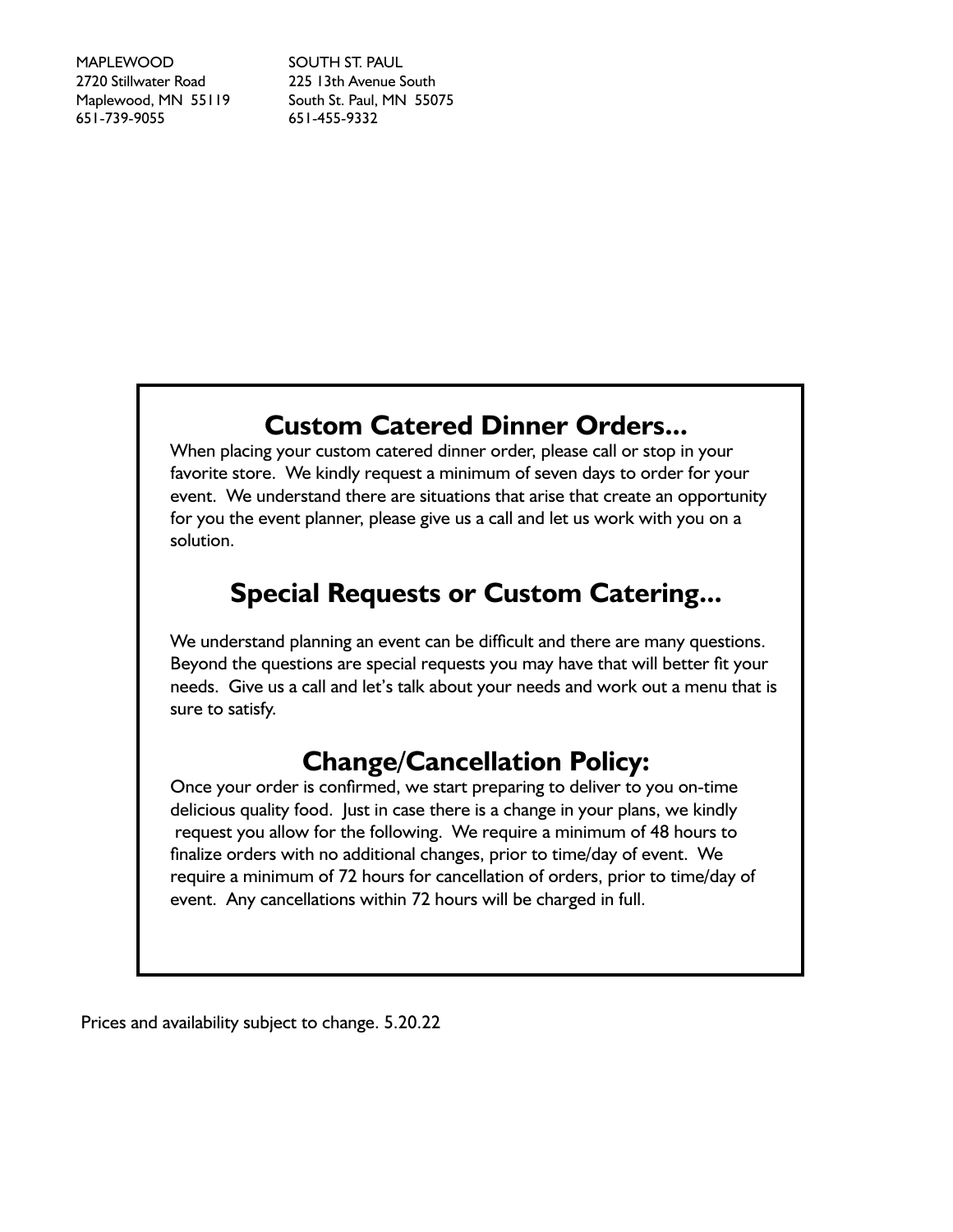MAPLEWOOD
2720 Stillwater Road
Maplewood, MN 55119
651-739-9055

SOUTH ST. PAUL
225 13th Avenue South
South St. Paul, MN 55075
651-455-9332

## Custom Catered Dinner Orders...

When placing your custom catered dinner order, please call or stop in your favorite store. We kindly request a minimum of seven days to order for your event. We understand there are situations that arise that create an opportunity for you the event planner, please give us a call and let us work with you on a solution.

## Special Requests or Custom Catering...

We understand planning an event can be difficult and there are many questions. Beyond the questions are special requests you may have that will better fit your needs. Give us a call and let's talk about your needs and work out a menu that is sure to satisfy.

## Change/Cancellation Policy:

Once your order is confirmed, we start preparing to deliver to you on-time delicious quality food. Just in case there is a change in your plans, we kindly request you allow for the following. We require a minimum of 48 hours to finalize orders with no additional changes, prior to time/day of event. We require a minimum of 72 hours for cancellation of orders, prior to time/day of event. Any cancellations within 72 hours will be charged in full.

Prices and availability subject to change. 5.20.22